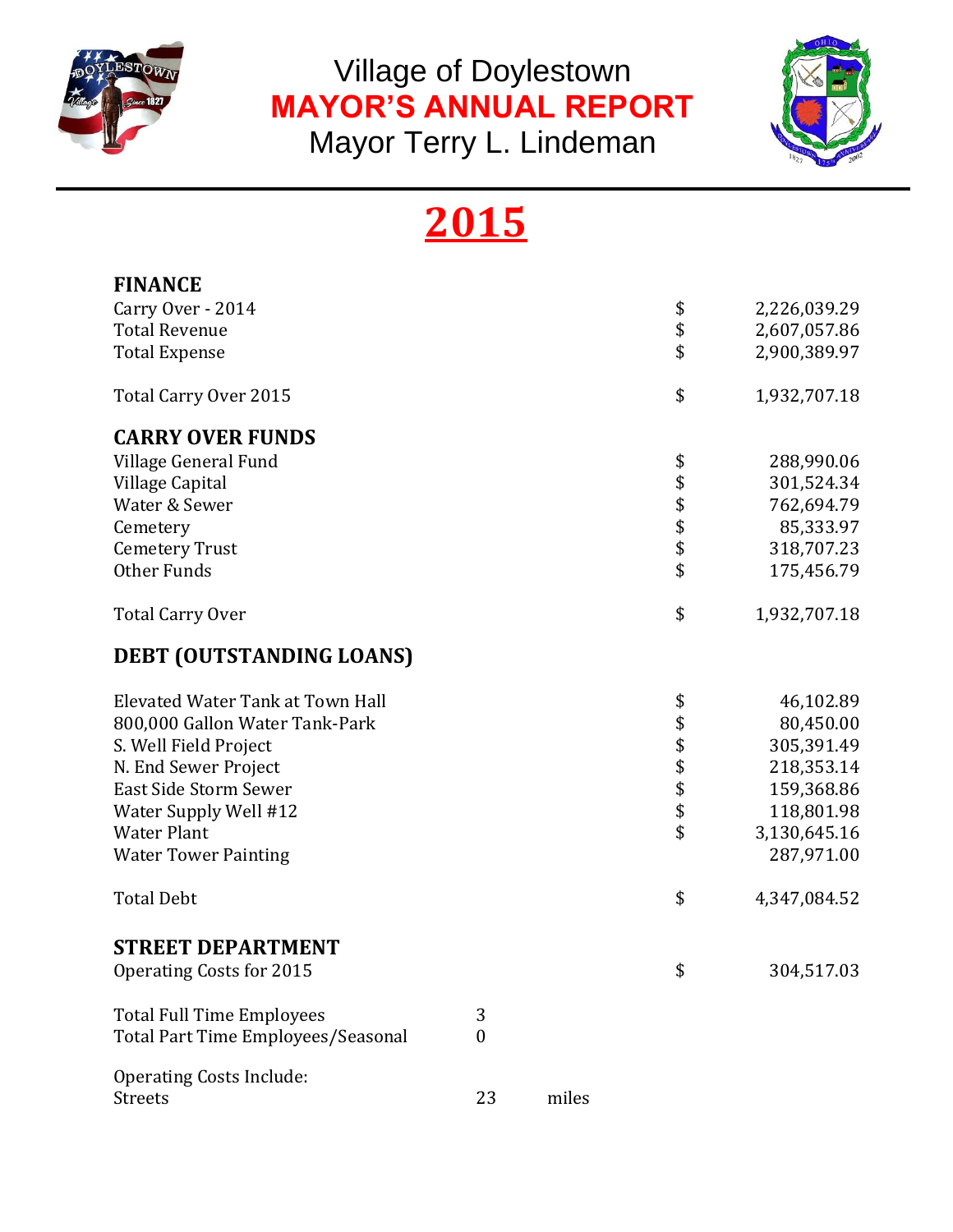# Village of Doylestown

## MAYOR'S ANNUAL REPORT

Mayor Terry L. Lindeman

# 2015

### FINANCE

| | | |
|---|---|---|
| Carry Over - 2014 | $ | 2,226,039.29 |
| Total Revenue | $ | 2,607,057.86 |
| Total Expense | $ | 2,900,389.97 |
| Total Carry Over 2015 | $ | 1,932,707.18 |

### CARRY OVER FUNDS

| | | |
|---|---|---|
| Village General Fund | $ | 288,990.06 |
| Village Capital | $ | 301,524.34 |
| Water & Sewer | $ | 762,694.79 |
| Cemetery | $ | 85,333.97 |
| Cemetery Trust | $ | 318,707.23 |
| Other Funds | $ | 175,456.79 |
| Total Carry Over | $ | 1,932,707.18 |

### DEBT (OUTSTANDING LOANS)

| | | |
|---|---|---|
| Elevated Water Tank at Town Hall | $ | 46,102.89 |
| 800,000 Gallon Water Tank-Park | $ | 80,450.00 |
| S. Well Field Project | $ | 305,391.49 |
| N. End Sewer Project | $ | 218,353.14 |
| East Side Storm Sewer | $ | 159,368.86 |
| Water Supply Well #12 | $ | 118,801.98 |
| Water Plant | $ | 3,130,645.16 |
| Water Tower Painting | | 287,971.00 |
| Total Debt | $ | 4,347,084.52 |

### STREET DEPARTMENT

| | | |
|---|---|---|
| Operating Costs for 2015 | $ | 304,517.03 |

| | | |
|---|---|---|
| Total Full Time Employees | 3 | |
| Total Part Time Employees/Seasonal | 0 | |

Operating Costs Include:

| | | |
|---|---|---|
| Streets | 23 | miles |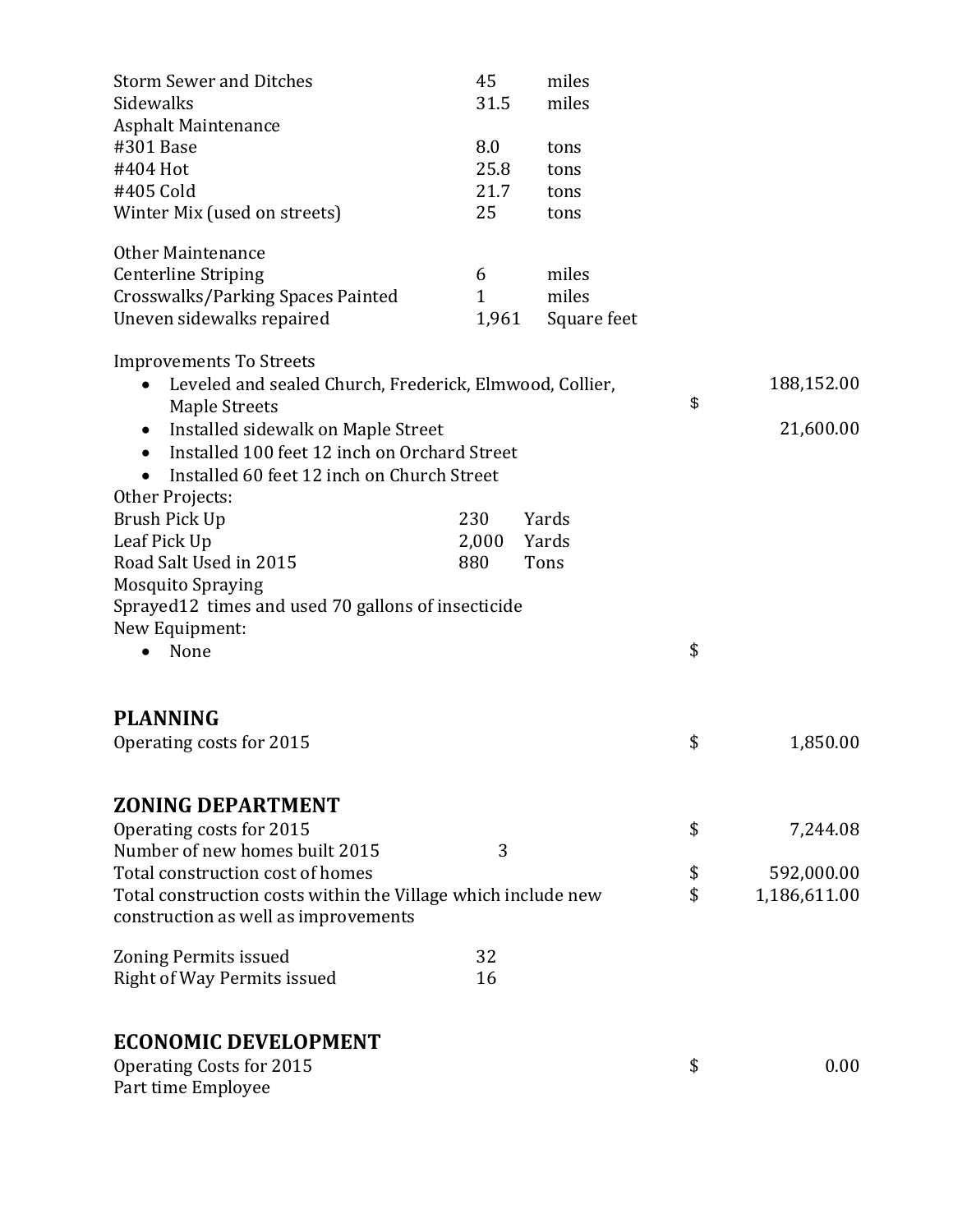| | | | |
|---|---|---|---|
| Storm Sewer and Ditches | 45 | miles | |
| Sidewalks | 31.5 | miles | |
| Asphalt Maintenance | | | |
| #301 Base | 8.0 | tons | |
| #404 Hot | 25.8 | tons | |
| #405 Cold | 21.7 | tons | |
| Winter Mix (used on streets) | 25 | tons | |

| | | | |
|---|---|---|---|
| Other Maintenance | | | |
| Centerline Striping | 6 | miles | |
| Crosswalks/Parking Spaces Painted | 1 | miles | |
| Uneven sidewalks repaired | 1,961 | Square feet | |

Improvements To Streets

- Leveled and sealed Church, Frederick, Elmwood, Collier, Maple Streets — $ 188,152.00
- Installed sidewalk on Maple Street — 21,600.00
- Installed 100 feet 12 inch on Orchard Street
- Installed 60 feet 12 inch on Church Street

Other Projects:

| | | |
|---|---|---|
| Brush Pick Up | 230 | Yards |
| Leaf Pick Up | 2,000 | Yards |
| Road Salt Used in 2015 | 880 | Tons |

Mosquito Spraying
Sprayed12 times and used 70 gallons of insecticide
New Equipment:

- None — $

## PLANNING

| | | |
|---|---|---|
| Operating costs for 2015 | $ | 1,850.00 |

## ZONING DEPARTMENT

| | | | |
|---|---|---|---|
| Operating costs for 2015 | | $ | 7,244.08 |
| Number of new homes built 2015 | 3 | | |
| Total construction cost of homes | | $ | 592,000.00 |
| Total construction costs within the Village which include new construction as well as improvements | | $ | 1,186,611.00 |
| Zoning Permits issued | 32 | | |
| Right of Way Permits issued | 16 | | |

## ECONOMIC DEVELOPMENT

| | | |
|---|---|---|
| Operating Costs for 2015 | $ | 0.00 |

Part time Employee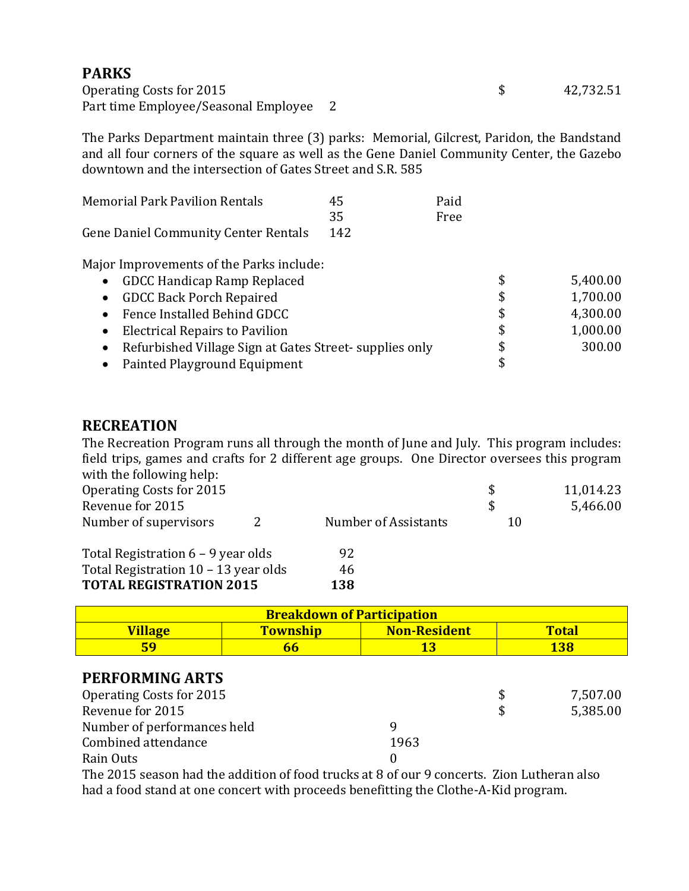## PARKS

| | | |
|---|---|---|
| Operating Costs for 2015 | | $ 42,732.51 |
| Part time Employee/Seasonal Employee | 2 | |

The Parks Department maintain three (3) parks: Memorial, Gilcrest, Paridon, the Bandstand and all four corners of the square as well as the Gene Daniel Community Center, the Gazebo downtown and the intersection of Gates Street and S.R. 585

| | | |
|---|---|---|
| Memorial Park Pavilion Rentals | 45 | Paid |
| | 35 | Free |
| Gene Daniel Community Center Rentals | 142 | |

Major Improvements of the Parks include:

| | |
|---|---|
| • GDCC Handicap Ramp Replaced | $ 5,400.00 |
| • GDCC Back Porch Repaired | $ 1,700.00 |
| • Fence Installed Behind GDCC | $ 4,300.00 |
| • Electrical Repairs to Pavilion | $ 1,000.00 |
| • Refurbished Village Sign at Gates Street- supplies only | $ 300.00 |
| • Painted Playground Equipment | $ |

## RECREATION

The Recreation Program runs all through the month of June and July. This program includes: field trips, games and crafts for 2 different age groups. One Director oversees this program with the following help:

| | | | |
|---|---|---|---|
| Operating Costs for 2015 | | | $ 11,014.23 |
| Revenue for 2015 | | | $ 5,466.00 |
| Number of supervisors | 2 | Number of Assistants | 10 |

| | |
|---|---|
| Total Registration 6 – 9 year olds | 92 |
| Total Registration 10 – 13 year olds | 46 |
| **TOTAL REGISTRATION 2015** | **138** |

| **Breakdown of Participation** | | | |
|---|---|---|---|
| **Village** | **Township** | **Non-Resident** | **Total** |
| **59** | **66** | **13** | **138** |

## PERFORMING ARTS

| | | |
|---|---|---|
| Operating Costs for 2015 | | $ 7,507.00 |
| Revenue for 2015 | | $ 5,385.00 |
| Number of performances held | 9 | |
| Combined attendance | 1963 | |
| Rain Outs | 0 | |

The 2015 season had the addition of food trucks at 8 of our 9 concerts. Zion Lutheran also had a food stand at one concert with proceeds benefitting the Clothe-A-Kid program.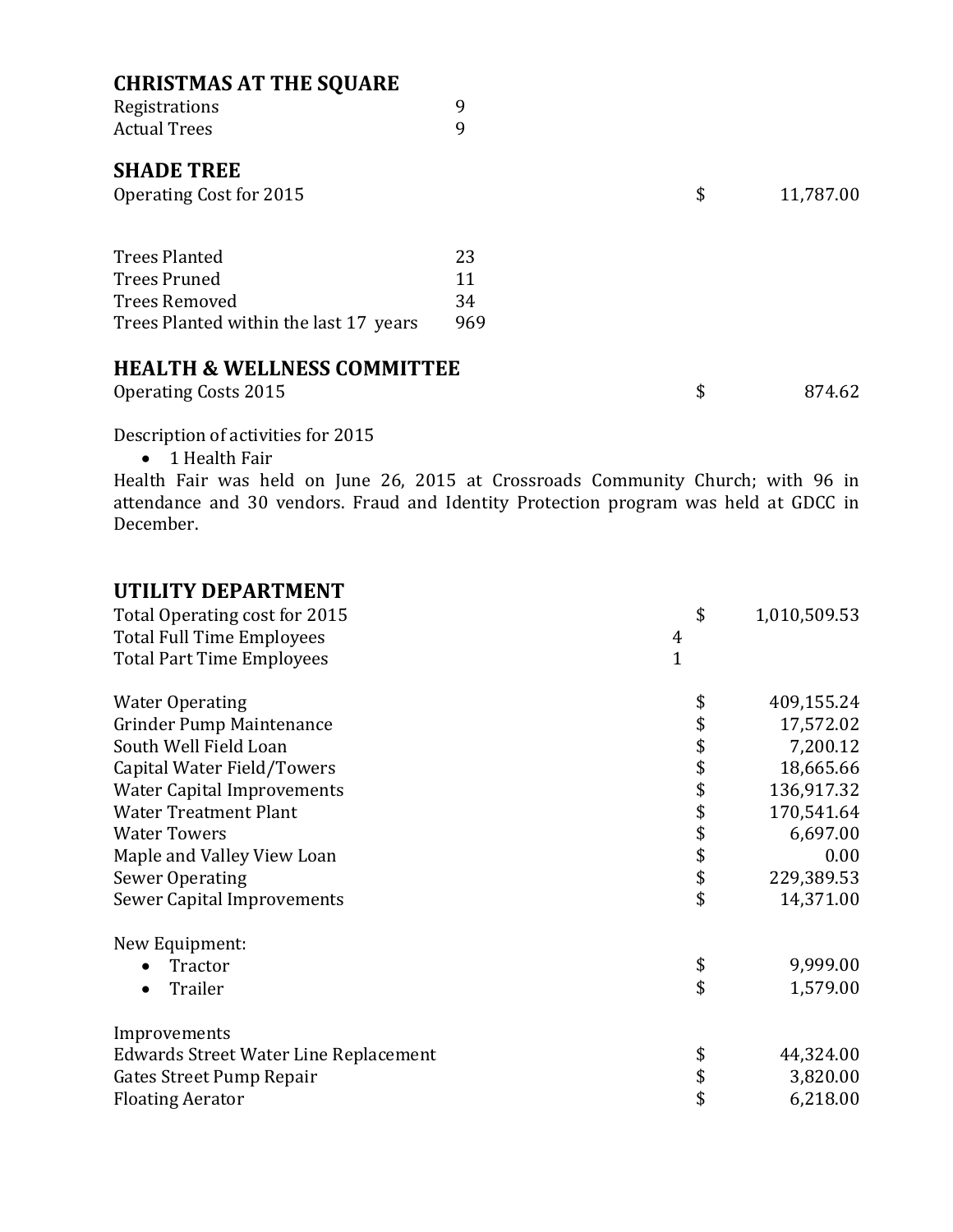## CHRISTMAS AT THE SQUARE

| | |
|---|---|
| Registrations | 9 |
| Actual Trees | 9 |

## SHADE TREE

| | | |
|---|---|---|
| Operating Cost for 2015 | $ | 11,787.00 |

| | |
|---|---|
| Trees Planted | 23 |
| Trees Pruned | 11 |
| Trees Removed | 34 |
| Trees Planted within the last 17 years | 969 |

## HEALTH & WELLNESS COMMITTEE

| | | |
|---|---|---|
| Operating Costs 2015 | $ | 874.62 |

Description of activities for 2015

- 1 Health Fair

Health Fair was held on June 26, 2015 at Crossroads Community Church; with 96 in attendance and 30 vendors. Fraud and Identity Protection program was held at GDCC in December.

## UTILITY DEPARTMENT

| | | | |
|---|---|---|---|
| Total Operating cost for 2015 | | $ | 1,010,509.53 |
| Total Full Time Employees | 4 | | |
| Total Part Time Employees | 1 | | |

| | | |
|---|---|---|
| Water Operating | $ | 409,155.24 |
| Grinder Pump Maintenance | $ | 17,572.02 |
| South Well Field Loan | $ | 7,200.12 |
| Capital Water Field/Towers | $ | 18,665.66 |
| Water Capital Improvements | $ | 136,917.32 |
| Water Treatment Plant | $ | 170,541.64 |
| Water Towers | $ | 6,697.00 |
| Maple and Valley View Loan | $ | 0.00 |
| Sewer Operating | $ | 229,389.53 |
| Sewer Capital Improvements | $ | 14,371.00 |

New Equipment:

| | | |
|---|---|---|
| • Tractor | $ | 9,999.00 |
| • Trailer | $ | 1,579.00 |

Improvements

| | | |
|---|---|---|
| Edwards Street Water Line Replacement | $ | 44,324.00 |
| Gates Street Pump Repair | $ | 3,820.00 |
| Floating Aerator | $ | 6,218.00 |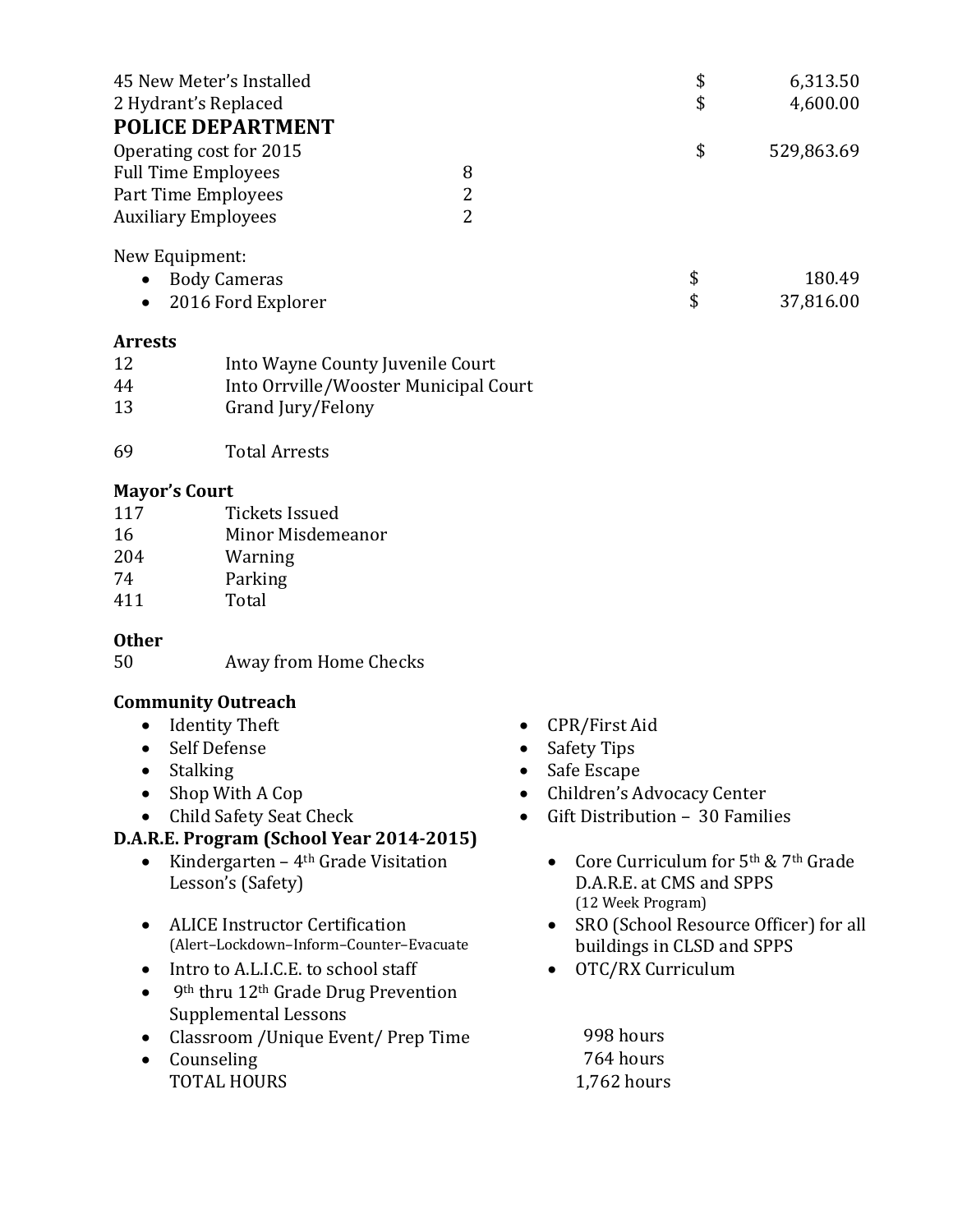| | | | |
|---|---|---|---|
| 45 New Meter's Installed | | $ | 6,313.50 |
| 2 Hydrant's Replaced | | $ | 4,600.00 |

## POLICE DEPARTMENT

| | | | |
|---|---|---|---|
| Operating cost for 2015 | | $ | 529,863.69 |
| Full Time Employees | 8 | | |
| Part Time Employees | 2 | | |
| Auxiliary Employees | 2 | | |

New Equipment:

| | | |
|---|---|---|
| • Body Cameras | $ | 180.49 |
| • 2016 Ford Explorer | $ | 37,816.00 |

**Arrests**

| | |
|---|---|
| 12 | Into Wayne County Juvenile Court |
| 44 | Into Orrville/Wooster Municipal Court |
| 13 | Grand Jury/Felony |
| 69 | Total Arrests |

**Mayor's Court**

| | |
|---|---|
| 117 | Tickets Issued |
| 16 | Minor Misdemeanor |
| 204 | Warning |
| 74 | Parking |
| 411 | Total |

**Other**

50 Away from Home Checks

**Community Outreach**

- Identity Theft
- Self Defense
- Stalking
- Shop With A Cop
- Child Safety Seat Check
- CPR/First Aid
- Safety Tips
- Safe Escape
- Children's Advocacy Center
- Gift Distribution – 30 Families

**D.A.R.E. Program (School Year 2014-2015)**

- Kindergarten – 4th Grade Visitation Lesson's (Safety)
- ALICE Instructor Certification (Alert–Lockdown–Inform–Counter–Evacuate
- Intro to A.L.I.C.E. to school staff
- 9th thru 12th Grade Drug Prevention Supplemental Lessons
- Core Curriculum for 5th & 7th Grade D.A.R.E. at CMS and SPPS (12 Week Program)
- SRO (School Resource Officer) for all buildings in CLSD and SPPS
- OTC/RX Curriculum

| | |
|---|---|
| • Classroom /Unique Event/ Prep Time | 998 hours |
| • Counseling | 764 hours |
| TOTAL HOURS | 1,762 hours |